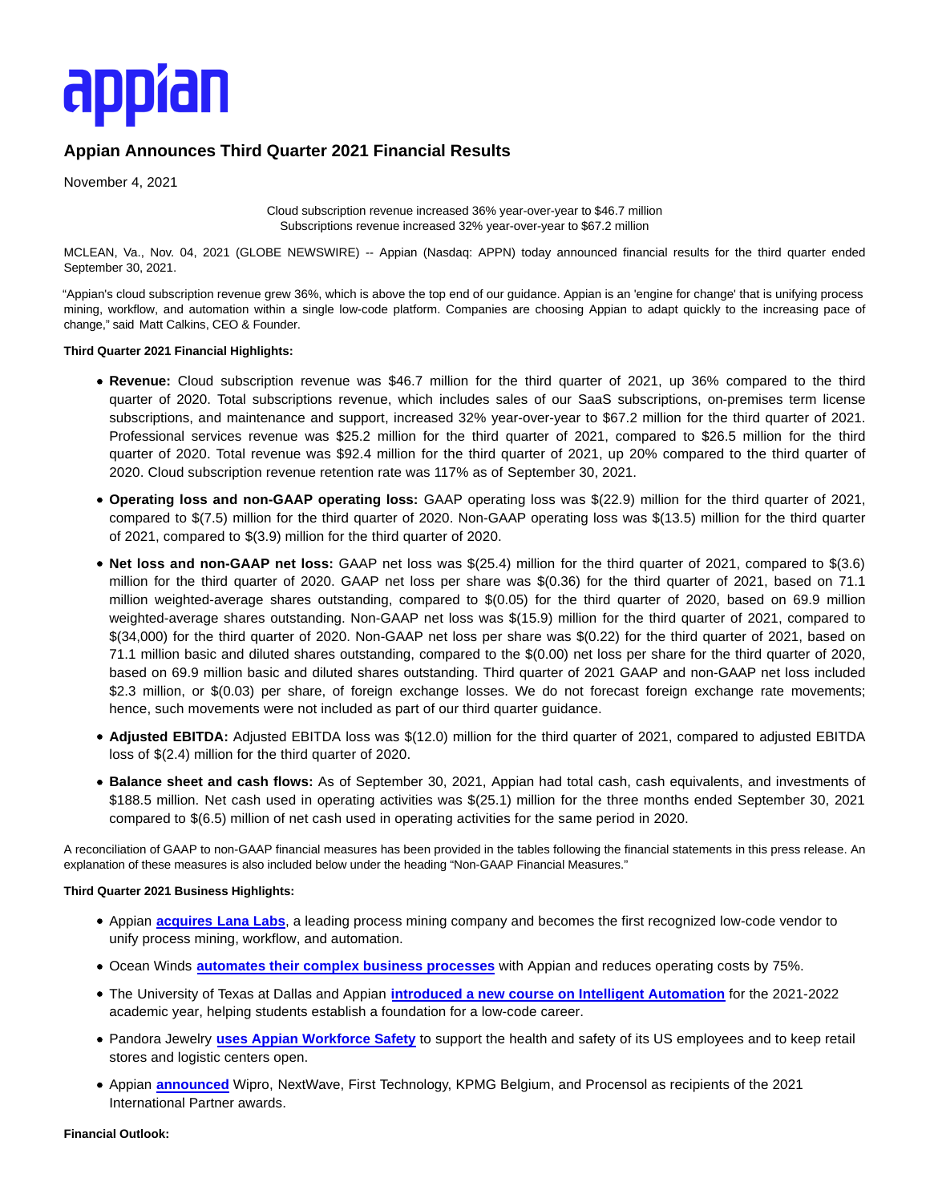appian

# Appian Announces Third Quarter 2021 Financial Results

November 4, 2021

Cloud subscription revenue increased 36% year-over-year to $46.7 million
Subscriptions revenue increased 32% year-over-year to $67.2 million

MCLEAN, Va., Nov. 04, 2021 (GLOBE NEWSWIRE) -- Appian (Nasdaq: APPN) today announced financial results for the third quarter ended September 30, 2021.

"Appian's cloud subscription revenue grew 36%, which is above the top end of our guidance. Appian is an 'engine for change' that is unifying process mining, workflow, and automation within a single low-code platform. Companies are choosing Appian to adapt quickly to the increasing pace of change," said Matt Calkins, CEO & Founder.

**Third Quarter 2021 Financial Highlights:**

- **Revenue:** Cloud subscription revenue was $46.7 million for the third quarter of 2021, up 36% compared to the third quarter of 2020. Total subscriptions revenue, which includes sales of our SaaS subscriptions, on-premises term license subscriptions, and maintenance and support, increased 32% year-over-year to $67.2 million for the third quarter of 2021. Professional services revenue was $25.2 million for the third quarter of 2021, compared to $26.5 million for the third quarter of 2020. Total revenue was $92.4 million for the third quarter of 2021, up 20% compared to the third quarter of 2020. Cloud subscription revenue retention rate was 117% as of September 30, 2021.
- **Operating loss and non-GAAP operating loss:** GAAP operating loss was $(22.9) million for the third quarter of 2021, compared to $(7.5) million for the third quarter of 2020. Non-GAAP operating loss was $(13.5) million for the third quarter of 2021, compared to $(3.9) million for the third quarter of 2020.
- **Net loss and non-GAAP net loss:** GAAP net loss was $(25.4) million for the third quarter of 2021, compared to $(3.6) million for the third quarter of 2020. GAAP net loss per share was $(0.36) for the third quarter of 2021, based on 71.1 million weighted-average shares outstanding, compared to $(0.05) for the third quarter of 2020, based on 69.9 million weighted-average shares outstanding. Non-GAAP net loss was $(15.9) million for the third quarter of 2021, compared to $(34,000) for the third quarter of 2020. Non-GAAP net loss per share was $(0.22) for the third quarter of 2021, based on 71.1 million basic and diluted shares outstanding, compared to the $(0.00) net loss per share for the third quarter of 2020, based on 69.9 million basic and diluted shares outstanding. Third quarter of 2021 GAAP and non-GAAP net loss included $2.3 million, or $(0.03) per share, of foreign exchange losses. We do not forecast foreign exchange rate movements; hence, such movements were not included as part of our third quarter guidance.
- **Adjusted EBITDA:** Adjusted EBITDA loss was $(12.0) million for the third quarter of 2021, compared to adjusted EBITDA loss of $(2.4) million for the third quarter of 2020.
- **Balance sheet and cash flows:** As of September 30, 2021, Appian had total cash, cash equivalents, and investments of $188.5 million. Net cash used in operating activities was $(25.1) million for the three months ended September 30, 2021 compared to $(6.5) million of net cash used in operating activities for the same period in 2020.

A reconciliation of GAAP to non-GAAP financial measures has been provided in the tables following the financial statements in this press release. An explanation of these measures is also included below under the heading "Non-GAAP Financial Measures."

**Third Quarter 2021 Business Highlights:**

- Appian **acquires Lana Labs**, a leading process mining company and becomes the first recognized low-code vendor to unify process mining, workflow, and automation.
- Ocean Winds **automates their complex business processes** with Appian and reduces operating costs by 75%.
- The University of Texas at Dallas and Appian **introduced a new course on Intelligent Automation** for the 2021-2022 academic year, helping students establish a foundation for a low-code career.
- Pandora Jewelry **uses Appian Workforce Safety** to support the health and safety of its US employees and to keep retail stores and logistic centers open.
- Appian **announced** Wipro, NextWave, First Technology, KPMG Belgium, and Procensol as recipients of the 2021 International Partner awards.

**Financial Outlook:**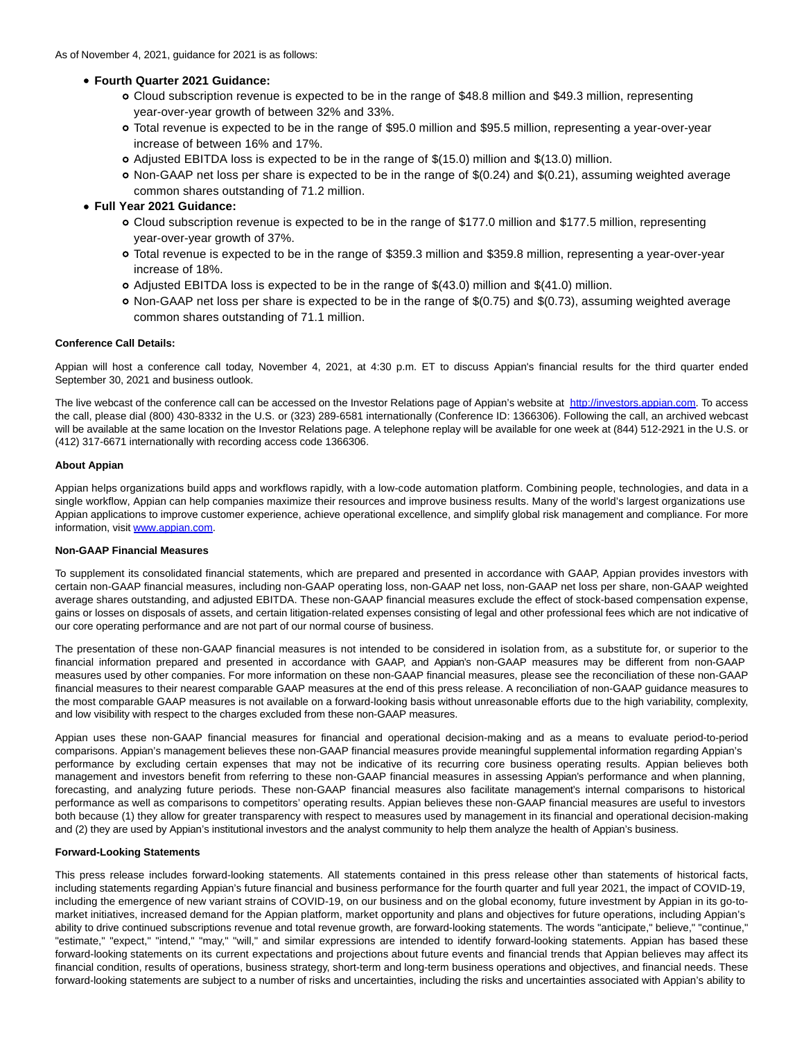As of November 4, 2021, guidance for 2021 is as follows:

- **Fourth Quarter 2021 Guidance:**
  - Cloud subscription revenue is expected to be in the range of $48.8 million and $49.3 million, representing year-over-year growth of between 32% and 33%.
  - Total revenue is expected to be in the range of $95.0 million and $95.5 million, representing a year-over-year increase of between 16% and 17%.
  - Adjusted EBITDA loss is expected to be in the range of $(15.0) million and $(13.0) million.
  - Non-GAAP net loss per share is expected to be in the range of $(0.24) and $(0.21), assuming weighted average common shares outstanding of 71.2 million.
- **Full Year 2021 Guidance:**
  - Cloud subscription revenue is expected to be in the range of $177.0 million and $177.5 million, representing year-over-year growth of 37%.
  - Total revenue is expected to be in the range of $359.3 million and $359.8 million, representing a year-over-year increase of 18%.
  - Adjusted EBITDA loss is expected to be in the range of $(43.0) million and $(41.0) million.
  - Non-GAAP net loss per share is expected to be in the range of $(0.75) and $(0.73), assuming weighted average common shares outstanding of 71.1 million.

**Conference Call Details:**

Appian will host a conference call today, November 4, 2021, at 4:30 p.m. ET to discuss Appian's financial results for the third quarter ended September 30, 2021 and business outlook.

The live webcast of the conference call can be accessed on the Investor Relations page of Appian's website at http://investors.appian.com. To access the call, please dial (800) 430-8332 in the U.S. or (323) 289-6581 internationally (Conference ID: 1366306). Following the call, an archived webcast will be available at the same location on the Investor Relations page. A telephone replay will be available for one week at (844) 512-2921 in the U.S. or (412) 317-6671 internationally with recording access code 1366306.

**About Appian**

Appian helps organizations build apps and workflows rapidly, with a low-code automation platform. Combining people, technologies, and data in a single workflow, Appian can help companies maximize their resources and improve business results. Many of the world's largest organizations use Appian applications to improve customer experience, achieve operational excellence, and simplify global risk management and compliance. For more information, visit www.appian.com.

**Non-GAAP Financial Measures**

To supplement its consolidated financial statements, which are prepared and presented in accordance with GAAP, Appian provides investors with certain non-GAAP financial measures, including non-GAAP operating loss, non-GAAP net loss, non-GAAP net loss per share, non-GAAP weighted average shares outstanding, and adjusted EBITDA. These non-GAAP financial measures exclude the effect of stock-based compensation expense, gains or losses on disposals of assets, and certain litigation-related expenses consisting of legal and other professional fees which are not indicative of our core operating performance and are not part of our normal course of business.

The presentation of these non-GAAP financial measures is not intended to be considered in isolation from, as a substitute for, or superior to the financial information prepared and presented in accordance with GAAP, and Appian's non-GAAP measures may be different from non-GAAP measures used by other companies. For more information on these non-GAAP financial measures, please see the reconciliation of these non-GAAP financial measures to their nearest comparable GAAP measures at the end of this press release. A reconciliation of non-GAAP guidance measures to the most comparable GAAP measures is not available on a forward-looking basis without unreasonable efforts due to the high variability, complexity, and low visibility with respect to the charges excluded from these non-GAAP measures.

Appian uses these non-GAAP financial measures for financial and operational decision-making and as a means to evaluate period-to-period comparisons. Appian's management believes these non-GAAP financial measures provide meaningful supplemental information regarding Appian's performance by excluding certain expenses that may not be indicative of its recurring core business operating results. Appian believes both management and investors benefit from referring to these non-GAAP financial measures in assessing Appian's performance and when planning, forecasting, and analyzing future periods. These non-GAAP financial measures also facilitate management's internal comparisons to historical performance as well as comparisons to competitors' operating results. Appian believes these non-GAAP financial measures are useful to investors both because (1) they allow for greater transparency with respect to measures used by management in its financial and operational decision-making and (2) they are used by Appian's institutional investors and the analyst community to help them analyze the health of Appian's business.

**Forward-Looking Statements**

This press release includes forward-looking statements. All statements contained in this press release other than statements of historical facts, including statements regarding Appian's future financial and business performance for the fourth quarter and full year 2021, the impact of COVID-19, including the emergence of new variant strains of COVID-19, on our business and on the global economy, future investment by Appian in its go-to-market initiatives, increased demand for the Appian platform, market opportunity and plans and objectives for future operations, including Appian's ability to drive continued subscriptions revenue and total revenue growth, are forward-looking statements. The words "anticipate," believe," "continue," "estimate," "expect," "intend," "may," "will," and similar expressions are intended to identify forward-looking statements. Appian has based these forward-looking statements on its current expectations and projections about future events and financial trends that Appian believes may affect its financial condition, results of operations, business strategy, short-term and long-term business operations and objectives, and financial needs. These forward-looking statements are subject to a number of risks and uncertainties, including the risks and uncertainties associated with Appian's ability to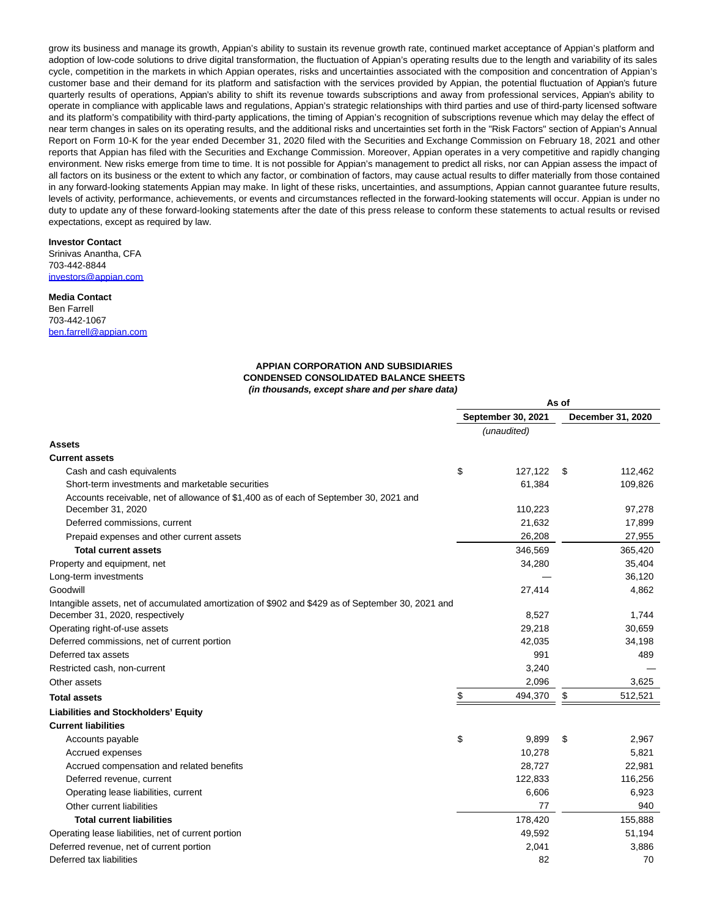grow its business and manage its growth, Appian's ability to sustain its revenue growth rate, continued market acceptance of Appian's platform and adoption of low-code solutions to drive digital transformation, the fluctuation of Appian's operating results due to the length and variability of its sales cycle, competition in the markets in which Appian operates, risks and uncertainties associated with the composition and concentration of Appian's customer base and their demand for its platform and satisfaction with the services provided by Appian, the potential fluctuation of Appian's future quarterly results of operations, Appian's ability to shift its revenue towards subscriptions and away from professional services, Appian's ability to operate in compliance with applicable laws and regulations, Appian's strategic relationships with third parties and use of third-party licensed software and its platform's compatibility with third-party applications, the timing of Appian's recognition of subscriptions revenue which may delay the effect of near term changes in sales on its operating results, and the additional risks and uncertainties set forth in the "Risk Factors" section of Appian's Annual Report on Form 10-K for the year ended December 31, 2020 filed with the Securities and Exchange Commission on February 18, 2021 and other reports that Appian has filed with the Securities and Exchange Commission. Moreover, Appian operates in a very competitive and rapidly changing environment. New risks emerge from time to time. It is not possible for Appian's management to predict all risks, nor can Appian assess the impact of all factors on its business or the extent to which any factor, or combination of factors, may cause actual results to differ materially from those contained in any forward-looking statements Appian may make. In light of these risks, uncertainties, and assumptions, Appian cannot guarantee future results, levels of activity, performance, achievements, or events and circumstances reflected in the forward-looking statements will occur. Appian is under no duty to update any of these forward-looking statements after the date of this press release to conform these statements to actual results or revised expectations, except as required by law.

**Investor Contact**
Srinivas Anantha, CFA
703-442-8844
investors@appian.com

**Media Contact**
Ben Farrell
703-442-1067
ben.farrell@appian.com

**APPIAN CORPORATION AND SUBSIDIARIES**
**CONDENSED CONSOLIDATED BALANCE SHEETS**
***(in thousands, except share and per share data)***

| | As of | |
|---|---|---|
| | September 30, 2021 | December 31, 2020 |
| | *(unaudited)* | |
| **Assets** | | |
| **Current assets** | | |
| Cash and cash equivalents | $ 127,122 | $ 112,462 |
| Short-term investments and marketable securities | 61,384 | 109,826 |
| Accounts receivable, net of allowance of $1,400 as of each of September 30, 2021 and December 31, 2020 | 110,223 | 97,278 |
| Deferred commissions, current | 21,632 | 17,899 |
| Prepaid expenses and other current assets | 26,208 | 27,955 |
| **Total current assets** | 346,569 | 365,420 |
| Property and equipment, net | 34,280 | 35,404 |
| Long-term investments | — | 36,120 |
| Goodwill | 27,414 | 4,862 |
| Intangible assets, net of accumulated amortization of $902 and $429 as of September 30, 2021 and December 31, 2020, respectively | 8,527 | 1,744 |
| Operating right-of-use assets | 29,218 | 30,659 |
| Deferred commissions, net of current portion | 42,035 | 34,198 |
| Deferred tax assets | 991 | 489 |
| Restricted cash, non-current | 3,240 | — |
| Other assets | 2,096 | 3,625 |
| **Total assets** | $ 494,370 | $ 512,521 |
| **Liabilities and Stockholders' Equity** | | |
| **Current liabilities** | | |
| Accounts payable | $ 9,899 | $ 2,967 |
| Accrued expenses | 10,278 | 5,821 |
| Accrued compensation and related benefits | 28,727 | 22,981 |
| Deferred revenue, current | 122,833 | 116,256 |
| Operating lease liabilities, current | 6,606 | 6,923 |
| Other current liabilities | 77 | 940 |
| **Total current liabilities** | 178,420 | 155,888 |
| Operating lease liabilities, net of current portion | 49,592 | 51,194 |
| Deferred revenue, net of current portion | 2,041 | 3,886 |
| Deferred tax liabilities | 82 | 70 |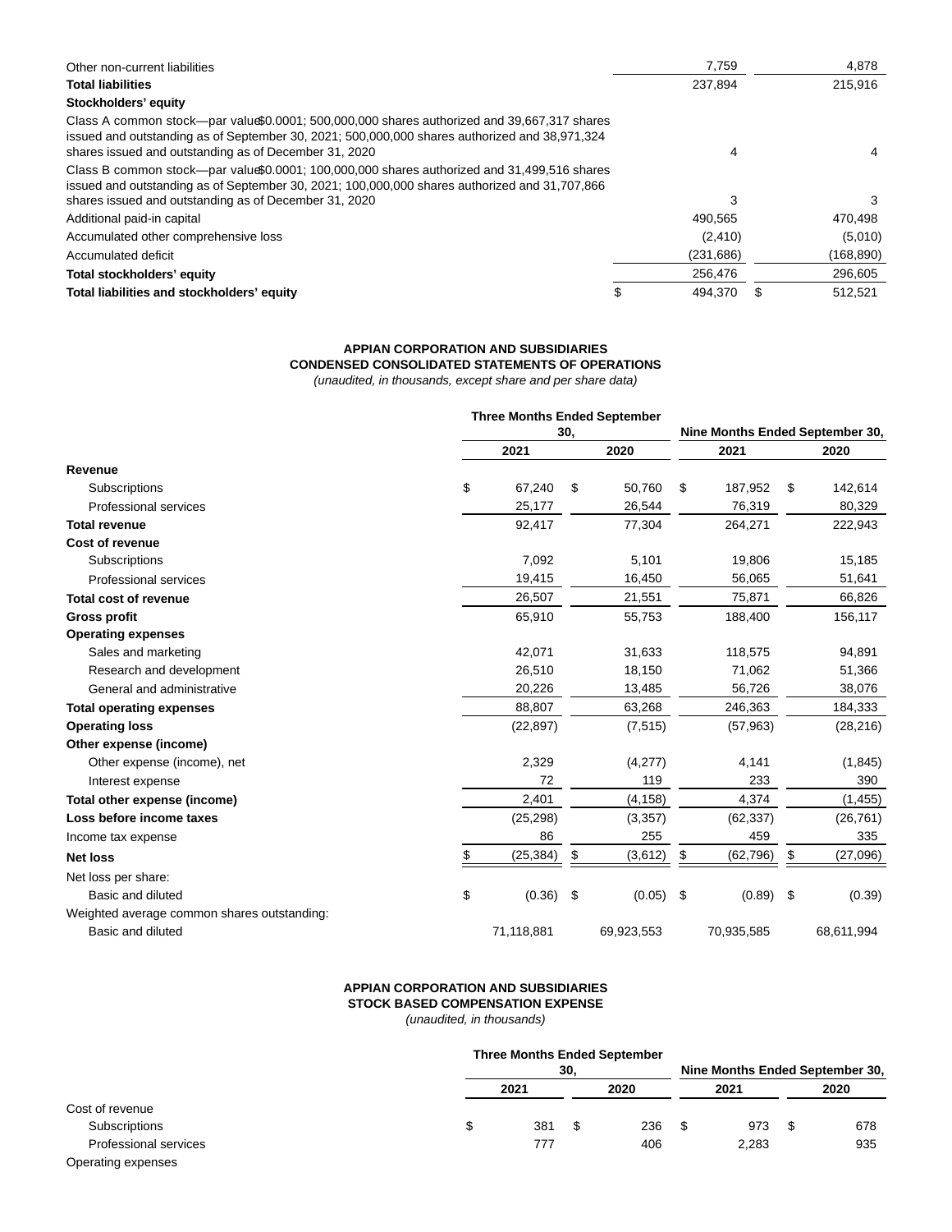| | | |
|---|---|---|
| Other non-current liabilities | 7,759 | 4,878 |
| **Total liabilities** | 237,894 | 215,916 |
| **Stockholders' equity** | | |
| Class A common stock—par value $0.0001; 500,000,000 shares authorized and 39,667,317 shares issued and outstanding as of September 30, 2021; 500,000,000 shares authorized and 38,971,324 shares issued and outstanding as of December 31, 2020 | 4 | 4 |
| Class B common stock—par value $0.0001; 100,000,000 shares authorized and 31,499,516 shares issued and outstanding as of September 30, 2021; 100,000,000 shares authorized and 31,707,866 shares issued and outstanding as of December 31, 2020 | 3 | 3 |
| Additional paid-in capital | 490,565 | 470,498 |
| Accumulated other comprehensive loss | (2,410) | (5,010) |
| Accumulated deficit | (231,686) | (168,890) |
| **Total stockholders' equity** | 256,476 | 296,605 |
| **Total liabilities and stockholders' equity** | $ 494,370 | $ 512,521 |

**APPIAN CORPORATION AND SUBSIDIARIES**
**CONDENSED CONSOLIDATED STATEMENTS OF OPERATIONS**
*(unaudited, in thousands, except share and per share data)*

| | Three Months Ended September 30, | | Nine Months Ended September 30, | |
|---|---|---|---|---|
| | 2021 | 2020 | 2021 | 2020 |
| **Revenue** | | | | |
| Subscriptions | $ 67,240 | $ 50,760 | $ 187,952 | $ 142,614 |
| Professional services | 25,177 | 26,544 | 76,319 | 80,329 |
| **Total revenue** | 92,417 | 77,304 | 264,271 | 222,943 |
| **Cost of revenue** | | | | |
| Subscriptions | 7,092 | 5,101 | 19,806 | 15,185 |
| Professional services | 19,415 | 16,450 | 56,065 | 51,641 |
| **Total cost of revenue** | 26,507 | 21,551 | 75,871 | 66,826 |
| **Gross profit** | 65,910 | 55,753 | 188,400 | 156,117 |
| **Operating expenses** | | | | |
| Sales and marketing | 42,071 | 31,633 | 118,575 | 94,891 |
| Research and development | 26,510 | 18,150 | 71,062 | 51,366 |
| General and administrative | 20,226 | 13,485 | 56,726 | 38,076 |
| **Total operating expenses** | 88,807 | 63,268 | 246,363 | 184,333 |
| **Operating loss** | (22,897) | (7,515) | (57,963) | (28,216) |
| **Other expense (income)** | | | | |
| Other expense (income), net | 2,329 | (4,277) | 4,141 | (1,845) |
| Interest expense | 72 | 119 | 233 | 390 |
| **Total other expense (income)** | 2,401 | (4,158) | 4,374 | (1,455) |
| **Loss before income taxes** | (25,298) | (3,357) | (62,337) | (26,761) |
| Income tax expense | 86 | 255 | 459 | 335 |
| **Net loss** | $ (25,384) | $ (3,612) | $ (62,796) | $ (27,096) |
| Net loss per share: | | | | |
| Basic and diluted | $ (0.36) | $ (0.05) | $ (0.89) | $ (0.39) |
| Weighted average common shares outstanding: | | | | |
| Basic and diluted | 71,118,881 | 69,923,553 | 70,935,585 | 68,611,994 |

**APPIAN CORPORATION AND SUBSIDIARIES**
**STOCK BASED COMPENSATION EXPENSE**
*(unaudited, in thousands)*

| | Three Months Ended September 30, | | Nine Months Ended September 30, | |
|---|---|---|---|---|
| | 2021 | 2020 | 2021 | 2020 |
| Cost of revenue | | | | |
| Subscriptions | $ 381 | $ 236 | $ 973 | $ 678 |
| Professional services | 777 | 406 | 2,283 | 935 |
| Operating expenses | | | | |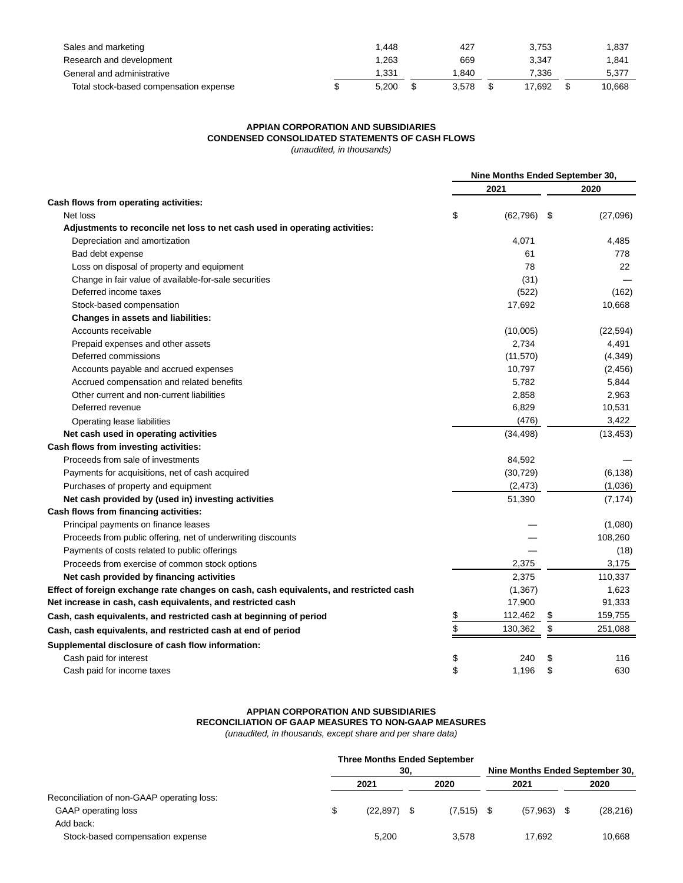| | | | | |
|---|---|---|---|---|
| Sales and marketing | 1,448 | 427 | 3,753 | 1,837 |
| Research and development | 1,263 | 669 | 3,347 | 1,841 |
| General and administrative | 1,331 | 1,840 | 7,336 | 5,377 |
| Total stock-based compensation expense | $ 5,200 | $ 3,578 | $ 17,692 | $ 10,668 |

**APPIAN CORPORATION AND SUBSIDIARIES**
**CONDENSED CONSOLIDATED STATEMENTS OF CASH FLOWS**
*(unaudited, in thousands)*

| | Nine Months Ended September 30, | |
|---|---|---|
| | 2021 | 2020 |
| **Cash flows from operating activities:** | | |
| Net loss | $ (62,796) | $ (27,096) |
| **Adjustments to reconcile net loss to net cash used in operating activities:** | | |
| Depreciation and amortization | 4,071 | 4,485 |
| Bad debt expense | 61 | 778 |
| Loss on disposal of property and equipment | 78 | 22 |
| Change in fair value of available-for-sale securities | (31) | — |
| Deferred income taxes | (522) | (162) |
| Stock-based compensation | 17,692 | 10,668 |
| **Changes in assets and liabilities:** | | |
| Accounts receivable | (10,005) | (22,594) |
| Prepaid expenses and other assets | 2,734 | 4,491 |
| Deferred commissions | (11,570) | (4,349) |
| Accounts payable and accrued expenses | 10,797 | (2,456) |
| Accrued compensation and related benefits | 5,782 | 5,844 |
| Other current and non-current liabilities | 2,858 | 2,963 |
| Deferred revenue | 6,829 | 10,531 |
| Operating lease liabilities | (476) | 3,422 |
| **Net cash used in operating activities** | (34,498) | (13,453) |
| **Cash flows from investing activities:** | | |
| Proceeds from sale of investments | 84,592 | — |
| Payments for acquisitions, net of cash acquired | (30,729) | (6,138) |
| Purchases of property and equipment | (2,473) | (1,036) |
| **Net cash provided by (used in) investing activities** | 51,390 | (7,174) |
| **Cash flows from financing activities:** | | |
| Principal payments on finance leases | — | (1,080) |
| Proceeds from public offering, net of underwriting discounts | — | 108,260 |
| Payments of costs related to public offerings | — | (18) |
| Proceeds from exercise of common stock options | 2,375 | 3,175 |
| **Net cash provided by financing activities** | 2,375 | 110,337 |
| **Effect of foreign exchange rate changes on cash, cash equivalents, and restricted cash** | (1,367) | 1,623 |
| **Net increase in cash, cash equivalents, and restricted cash** | 17,900 | 91,333 |
| **Cash, cash equivalents, and restricted cash at beginning of period** | $ 112,462 | $ 159,755 |
| **Cash, cash equivalents, and restricted cash at end of period** | $ 130,362 | $ 251,088 |
| **Supplemental disclosure of cash flow information:** | | |
| Cash paid for interest | $ 240 | $ 116 |
| Cash paid for income taxes | $ 1,196 | $ 630 |

**APPIAN CORPORATION AND SUBSIDIARIES**
**RECONCILIATION OF GAAP MEASURES TO NON-GAAP MEASURES**
*(unaudited, in thousands, except share and per share data)*

| | Three Months Ended September 30, | | Nine Months Ended September 30, | |
|---|---|---|---|---|
| | 2021 | 2020 | 2021 | 2020 |
| Reconciliation of non-GAAP operating loss: | | | | |
| GAAP operating loss | $ (22,897) | $ (7,515) | $ (57,963) | $ (28,216) |
| Add back: | | | | |
| Stock-based compensation expense | 5,200 | 3,578 | 17,692 | 10,668 |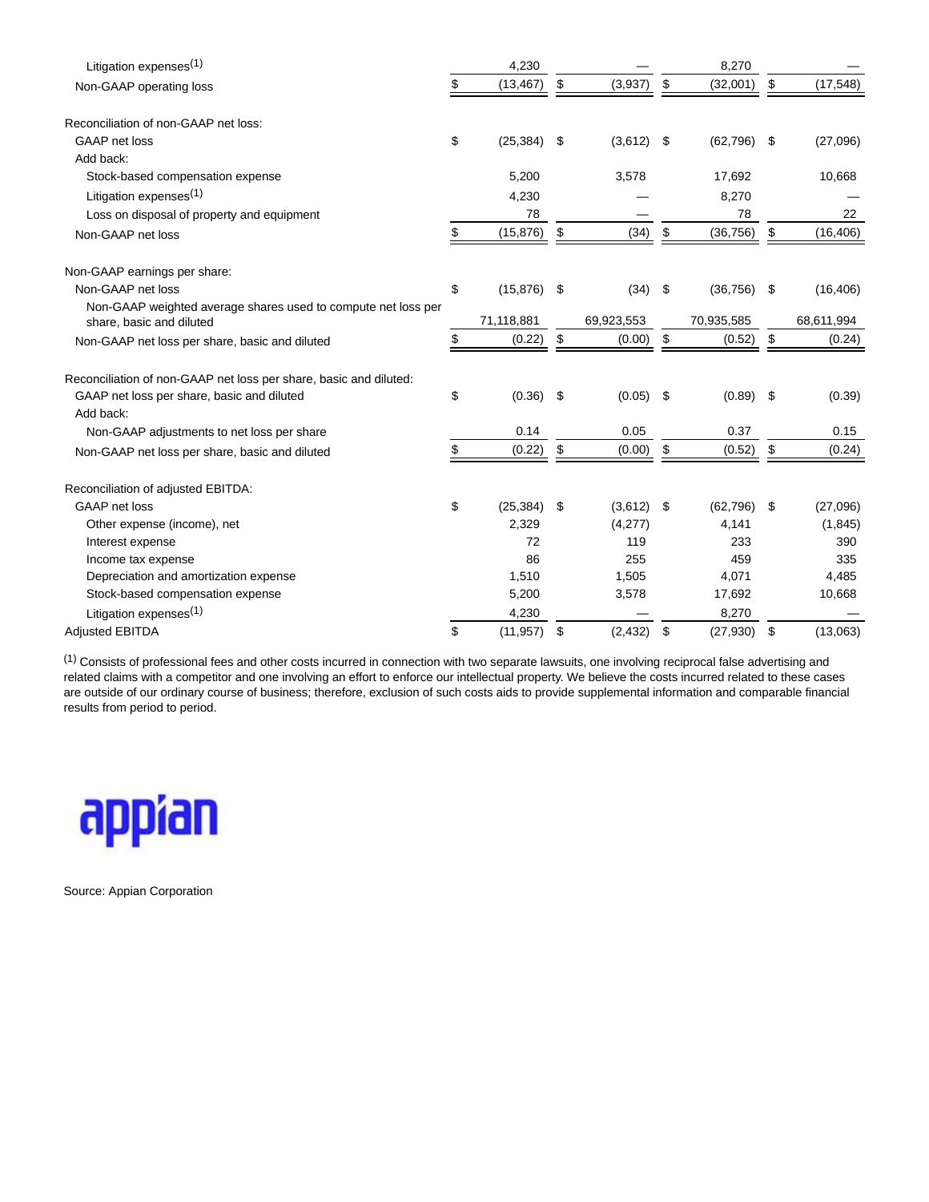| | | | | |
|---|---|---|---|---|
| Litigation expenses[1] | 4,230 | — | 8,270 | — |
| Non-GAAP operating loss | $ (13,467) | $ (3,937) | $ (32,001) | $ (17,548) |
| | | | | |
| Reconciliation of non-GAAP net loss: | | | | |
| GAAP net loss | $ (25,384) | $ (3,612) | $ (62,796) | $ (27,096) |
| Add back: | | | | |
| Stock-based compensation expense | 5,200 | 3,578 | 17,692 | 10,668 |
| Litigation expenses[1] | 4,230 | — | 8,270 | — |
| Loss on disposal of property and equipment | 78 | — | 78 | 22 |
| Non-GAAP net loss | $ (15,876) | $ (34) | $ (36,756) | $ (16,406) |
| | | | | |
| Non-GAAP earnings per share: | | | | |
| Non-GAAP net loss | $ (15,876) | $ (34) | $ (36,756) | $ (16,406) |
| Non-GAAP weighted average shares used to compute net loss per share, basic and diluted | 71,118,881 | 69,923,553 | 70,935,585 | 68,611,994 |
| Non-GAAP net loss per share, basic and diluted | $ (0.22) | $ (0.00) | $ (0.52) | $ (0.24) |
| | | | | |
| Reconciliation of non-GAAP net loss per share, basic and diluted: | | | | |
| GAAP net loss per share, basic and diluted | $ (0.36) | $ (0.05) | $ (0.89) | $ (0.39) |
| Add back: | | | | |
| Non-GAAP adjustments to net loss per share | 0.14 | 0.05 | 0.37 | 0.15 |
| Non-GAAP net loss per share, basic and diluted | $ (0.22) | $ (0.00) | $ (0.52) | $ (0.24) |
| | | | | |
| Reconciliation of adjusted EBITDA: | | | | |
| GAAP net loss | $ (25,384) | $ (3,612) | $ (62,796) | $ (27,096) |
| Other expense (income), net | 2,329 | (4,277) | 4,141 | (1,845) |
| Interest expense | 72 | 119 | 233 | 390 |
| Income tax expense | 86 | 255 | 459 | 335 |
| Depreciation and amortization expense | 1,510 | 1,505 | 4,071 | 4,485 |
| Stock-based compensation expense | 5,200 | 3,578 | 17,692 | 10,668 |
| Litigation expenses[1] | 4,230 | — | 8,270 | — |
| Adjusted EBITDA | $ (11,957) | $ (2,432) | $ (27,930) | $ (13,063) |

[1] Consists of professional fees and other costs incurred in connection with two separate lawsuits, one involving reciprocal false advertising and related claims with a competitor and one involving an effort to enforce our intellectual property. We believe the costs incurred related to these cases are outside of our ordinary course of business; therefore, exclusion of such costs aids to provide supplemental information and comparable financial results from period to period.

appian

Source: Appian Corporation